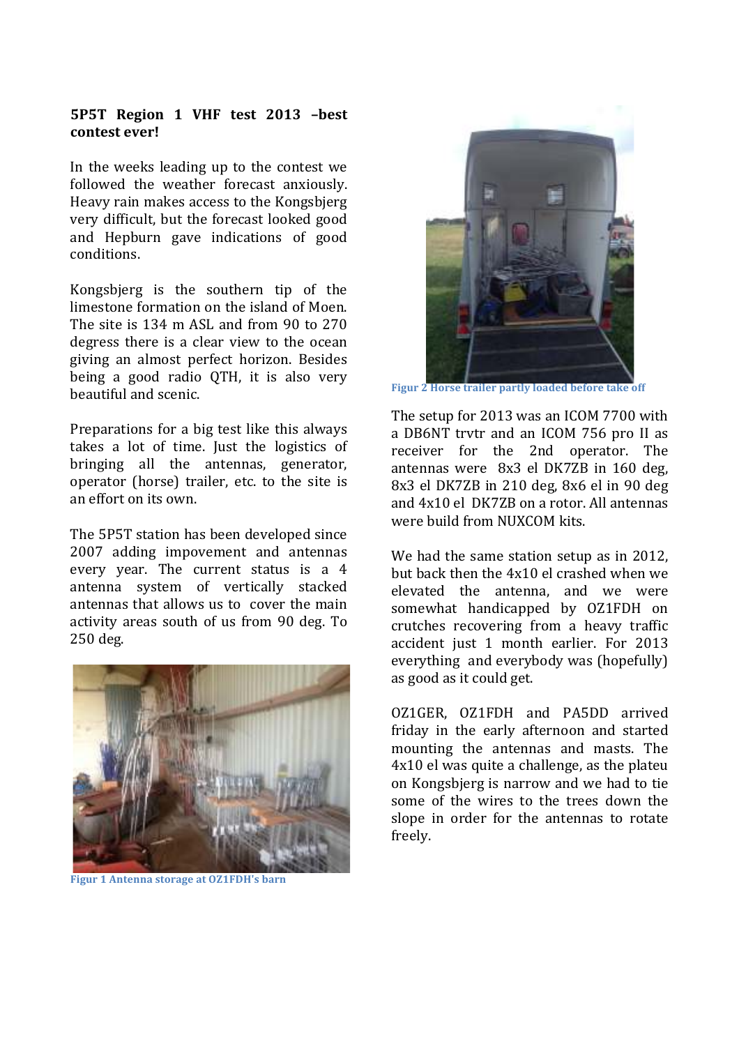**5P5T Region 1 VHF test 2013 –best contest ever!**

In the weeks leading up to the contest we followed the weather forecast anxiously. Heavy rain makes access to the Kongsbjerg very difficult, but the forecast looked good and Hepburn gave indications of good conditions.

Kongsbjerg is the southern tip of the limestone formation on the island of Moen. The site is 134 m ASL and from 90 to 270 degress there is a clear view to the ocean giving an almost perfect horizon. Besides being a good radio QTH, it is also very beautiful and scenic.

Preparations for a big test like this always takes a lot of time. Just the logistics of bringing all the antennas, generator, operator (horse) trailer, etc. to the site is an effort on its own.

The 5P5T station has been developed since 2007 adding impovement and antennas every year. The current status is a 4 antenna system of vertically stacked antennas that allows us to cover the main activity areas south of us from 90 deg. To 250 deg.

Figur 1 Antenna storage at OZ1FDH's barn

Figur 2 Horse trailer partly loaded before take off

The setup for 2013 was an ICOM 7700 with a DB6NT trvtr and an ICOM 756 pro II as receiver for the 2nd operator. The antennas were 8x3 el DK7ZB in 160 deg, 8x3 el DK7ZB in 210 deg, 8x6 el in 90 deg and 4x10 el DK7ZB on a rotor. All antennas were build from NUXCOM kits.

We had the same station setup as in 2012, but back then the 4x10 el crashed when we elevated the antenna, and we were somewhat handicapped by OZ1FDH on crutches recovering from a heavy traffic accident just 1 month earlier. For 2013 everything and everybody was (hopefully) as good as it could get.

OZ1GER, OZ1FDH and PA5DD arrived friday in the early afternoon and started mounting the antennas and masts. The 4x10 el was quite a challenge, as the plateu on Kongsbjerg is narrow and we had to tie some of the wires to the trees down the slope in order for the antennas to rotate freely.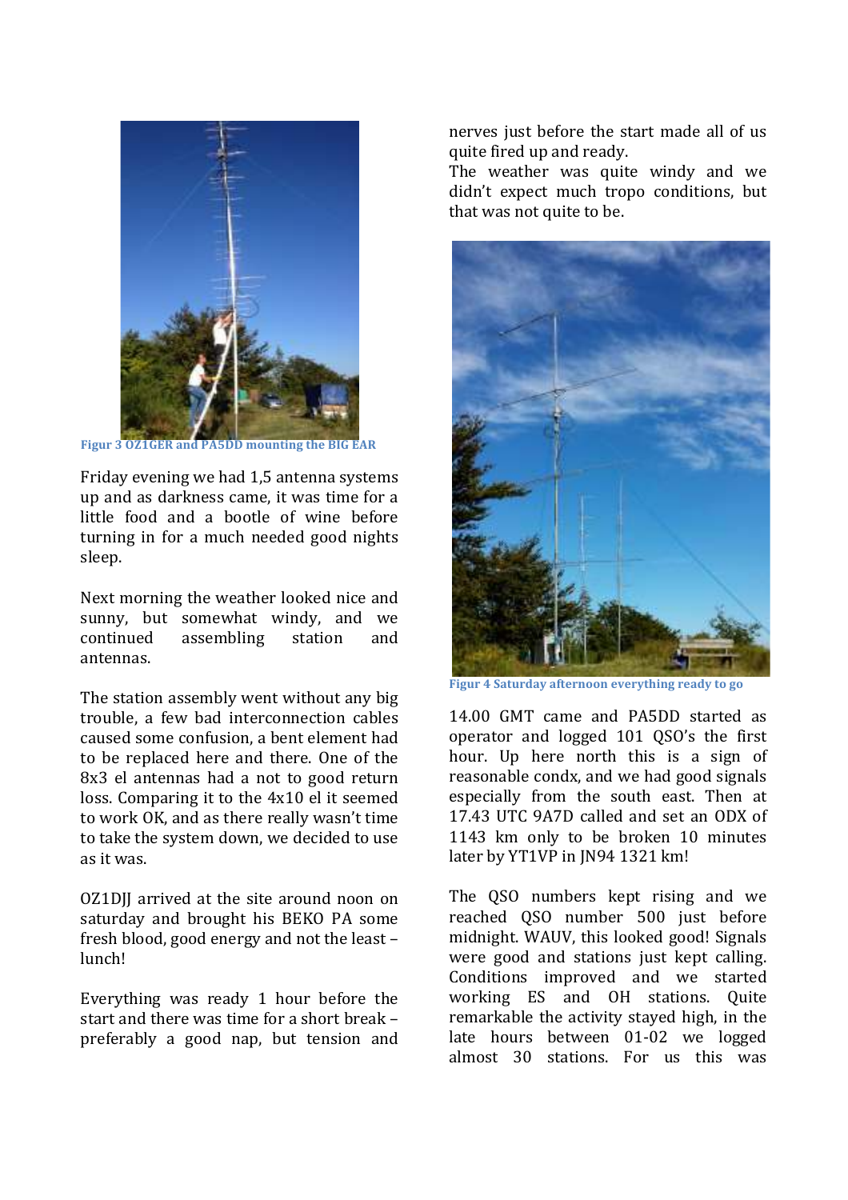Figur 3 OZ1GER and PA5DD mounting the BIG EAR

Friday evening we had 1,5 antenna systems up and as darkness came, it was time for a little food and a bootle of wine before turning in for a much needed good nights sleep.

Next morning the weather looked nice and sunny, but somewhat windy, and we continued assembling station and antennas.

The station assembly went without any big trouble, a few bad interconnection cables caused some confusion, a bent element had to be replaced here and there. One of the 8x3 el antennas had a not to good return loss. Comparing it to the 4x10 el it seemed to work OK, and as there really wasn't time to take the system down, we decided to use as it was.

OZ1DJJ arrived at the site around noon on saturday and brought his BEKO PA some fresh blood, good energy and not the least – lunch!

Everything was ready 1 hour before the start and there was time for a short break – preferably a good nap, but tension and nerves just before the start made all of us quite fired up and ready.

The weather was quite windy and we didn't expect much tropo conditions, but that was not quite to be.

Figur 4 Saturday afternoon everything ready to go

14.00 GMT came and PA5DD started as operator and logged 101 QSO's the first hour. Up here north this is a sign of reasonable condx, and we had good signals especially from the south east. Then at 17.43 UTC 9A7D called and set an ODX of 1143 km only to be broken 10 minutes later by YT1VP in JN94 1321 km!

The QSO numbers kept rising and we reached QSO number 500 just before midnight. WAUV, this looked good! Signals were good and stations just kept calling. Conditions improved and we started working ES and OH stations. Quite remarkable the activity stayed high, in the late hours between 01-02 we logged almost 30 stations. For us this was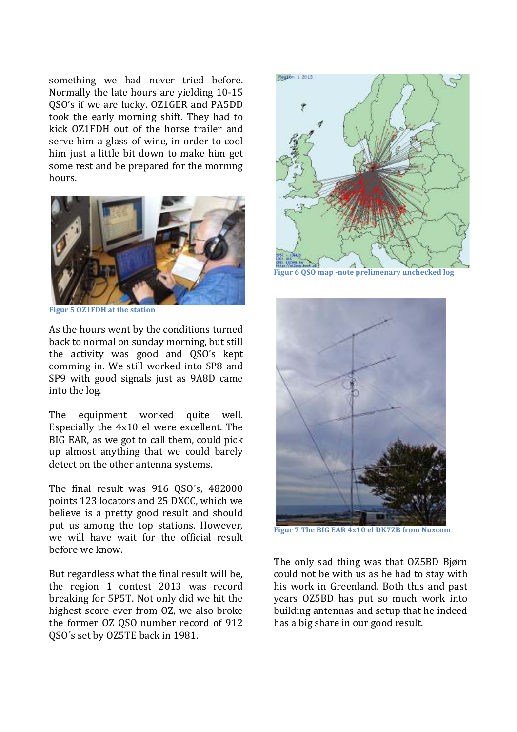something we had never tried before. Normally the late hours are yielding 10-15 QSO's if we are lucky. OZ1GER and PA5DD took the early morning shift. They had to kick OZ1FDH out of the horse trailer and serve him a glass of wine, in order to cool him just a little bit down to make him get some rest and be prepared for the morning hours.

Figur 5 OZ1FDH at the station

As the hours went by the conditions turned back to normal on sunday morning, but still the activity was good and QSO's kept comming in. We still worked into SP8 and SP9 with good signals just as 9A8D came into the log.

The equipment worked quite well. Especially the 4x10 el were excellent. The BIG EAR, as we got to call them, could pick up almost anything that we could barely detect on the other antenna systems.

The final result was 916 QSO´s, 482000 points 123 locators and 25 DXCC, which we believe is a pretty good result and should put us among the top stations. However, we will have wait for the official result before we know.

But regardless what the final result will be, the region 1 contest 2013 was record breaking for 5P5T. Not only did we hit the highest score ever from OZ, we also broke the former OZ QSO number record of 912 QSO´s set by OZ5TE back in 1981.

Figur 6 QSO map -note prelimenary unchecked log

Figur 7 The BIG EAR 4x10 el DK7ZB from Nuxcom

The only sad thing was that OZ5BD Bjørn could not be with us as he had to stay with his work in Greenland. Both this and past years OZ5BD has put so much work into building antennas and setup that he indeed has a big share in our good result.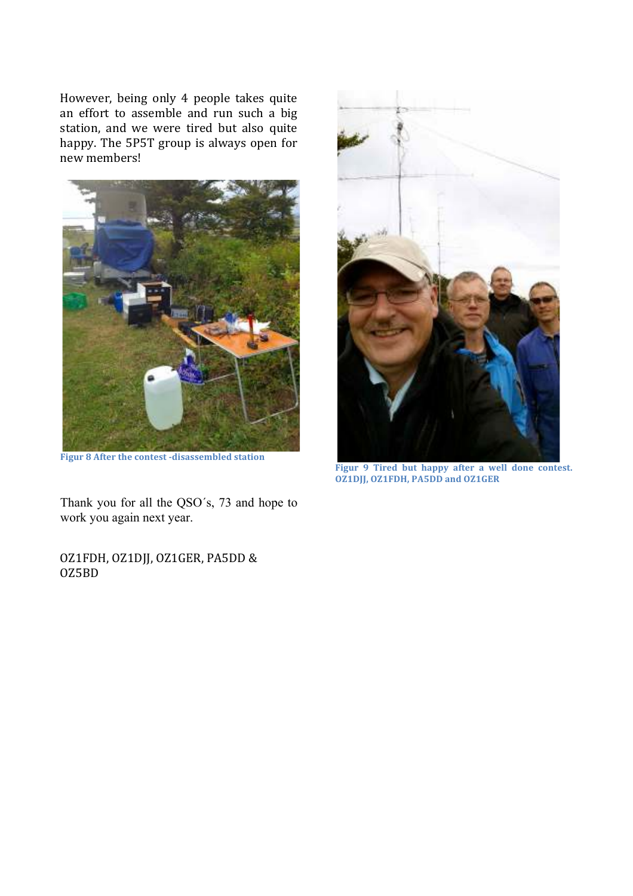However, being only 4 people takes quite an effort to assemble and run such a big station, and we were tired but also quite happy. The 5P5T group is always open for new members!

**Figur 8 After the contest -disassembled station**

**Figur 9 Tired but happy after a well done contest. OZ1DJJ, OZ1FDH, PA5DD and OZ1GER**

Thank you for all the QSO´s, 73 and hope to work you again next year.

OZ1FDH, OZ1DJJ, OZ1GER, PA5DD & OZ5BD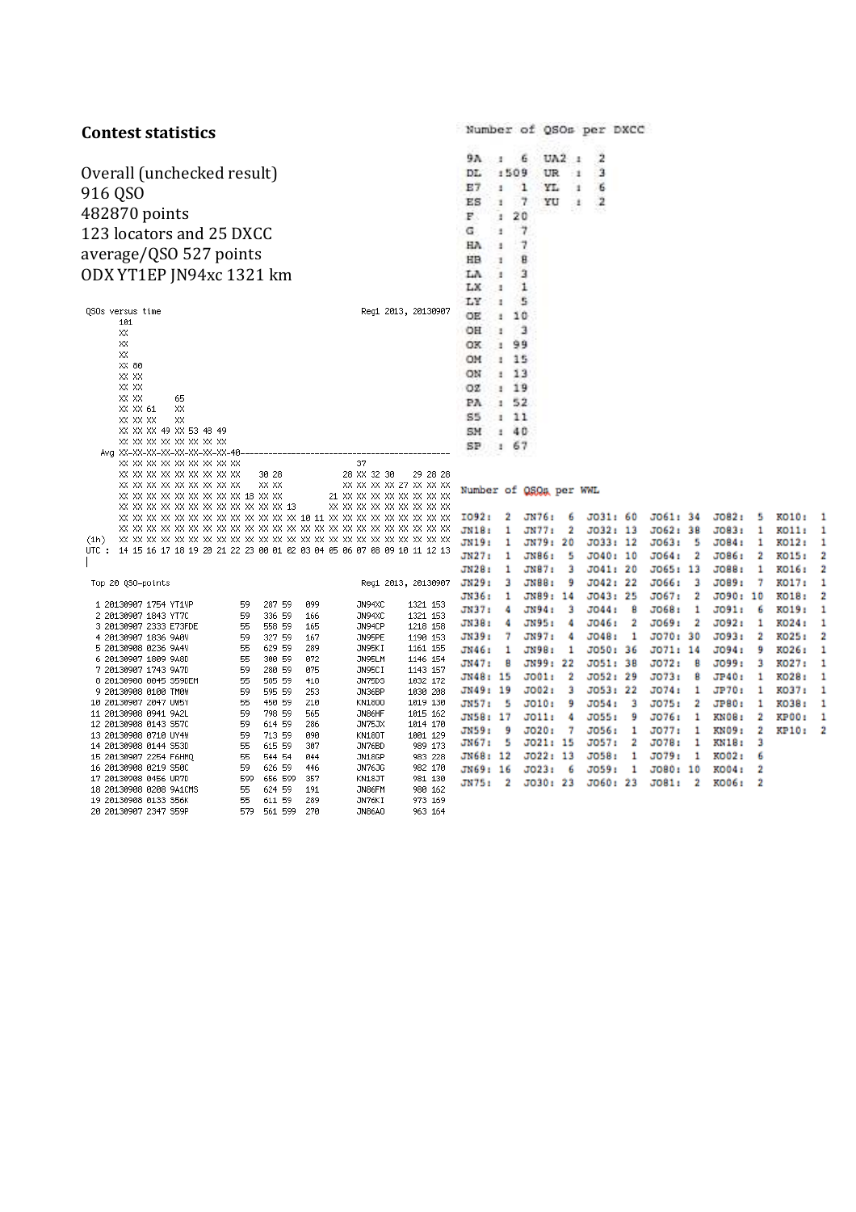## Contest statistics

Overall (unchecked result)
916 QSO
482870 points
123 locators and 25 DXCC
average/QSO 527 points
ODX YT1EP JN94xc 1321 km

QSOs versus time
Reg1 2013, 20130907

101
80
65
61
49 53 48 49
Avg 40
37
30 28
28 32 30
29 28 28
27
18
21
13
10 11
(1h)
UTC : 14 15 16 17 18 19 20 21 22 23 00 01 02 03 04 05 06 07 08 09 10 11 12 13

Top 20 QSO-points — Reg1 2013, 20130907

| | | | | | | | | | | |
|---|---|---|---|---|---|---|---|---|---|---|
| 1 | 20130907 | 1754 | YT1VP | 59 | 287 | 59 | 099 | JN94XC | 1321 | 153 |
| 2 | 20130907 | 1843 | YT7C | 59 | 336 | 59 | 166 | JN94XC | 1321 | 153 |
| 3 | 20130907 | 2333 | E73FDE | 55 | 558 | 59 | 165 | JN94CP | 1218 | 158 |
| 4 | 20130907 | 1836 | 9A0V | 59 | 327 | 59 | 167 | JN95PE | 1190 | 153 |
| 5 | 20130908 | 0236 | 9A4V | 55 | 629 | 59 | 289 | JN95KI | 1161 | 155 |
| 6 | 20130907 | 1809 | 9A8D | 55 | 300 | 59 | 072 | JN95LM | 1146 | 154 |
| 7 | 20130907 | 1743 | 9A7D | 59 | 280 | 59 | 075 | JN95CI | 1143 | 157 |
| 8 | 20130908 | 0045 | S59DEM | 55 | 505 | 59 | 410 | JN75DS | 1032 | 172 |
| 9 | 20130908 | 0100 | TM0W | 59 | 595 | 59 | 253 | JN36BP | 1030 | 208 |
| 10 | 20130907 | 2047 | UW5Y | 55 | 450 | 59 | 210 | KN18DO | 1019 | 130 |
| 11 | 20130908 | 0941 | 9A2L | 59 | 798 | 59 | 565 | JN86HF | 1015 | 162 |
| 12 | 20130908 | 0143 | S57C | 59 | 614 | 59 | 206 | JN75JX | 1014 | 170 |
| 13 | 20130908 | 0710 | UY4W | 59 | 713 | 59 | 090 | KN18DT | 1001 | 129 |
| 14 | 20130908 | 0144 | S53O | 55 | 615 | 59 | 307 | JN76BD | 989 | 173 |
| 15 | 20130907 | 2254 | F6HMQ | 55 | 544 | 54 | 044 | JN18GP | 983 | 228 |
| 16 | 20130908 | 0219 | S50C | 59 | 626 | 59 | 446 | JN76JG | 982 | 170 |
| 17 | 20130908 | 0456 | UR7D | 599 | 656 | 599 | 357 | KN18JT | 981 | 130 |
| 18 | 20130908 | 0208 | 9A1CMS | 55 | 624 | 59 | 191 | JN86FM | 980 | 162 |
| 19 | 20130908 | 0133 | S56K | 55 | 611 | 59 | 289 | JN76KI | 973 | 169 |
| 20 | 20130907 | 2347 | S59P | 579 | 561 | 599 | 270 | JN86AO | 963 | 164 |

Number of QSOs per DXCC

| | |
|---|---|
| 9A | 6 |
| DL | 509 |
| E7 | 1 |
| ES | 7 |
| F | 20 |
| G | 7 |
| HA | 7 |
| HB | 8 |
| LA | 3 |
| LX | 1 |
| LY | 5 |
| OE | 10 |
| OH | 3 |
| OK | 99 |
| OM | 15 |
| ON | 13 |
| OZ | 19 |
| PA | 52 |
| S5 | 11 |
| SM | 40 |
| SP | 67 |
| UA2 | 2 |
| UR | 3 |
| YL | 6 |
| YU | 2 |

Number of QSOs per WWL

| | | | | | |
|---|---|---|---|---|---|
| IO92: 2 | JN76: 6 | JO31: 60 | JO61: 34 | JO82: 5 | KO10: 1 |
| JN18: 1 | JN77: 2 | JO32: 13 | JO62: 38 | JO83: 1 | KO11: 1 |
| JN19: 1 | JN79: 20 | JO33: 12 | JO63: 5 | JO84: 1 | KO12: 1 |
| JN27: 1 | JN86: 5 | JO40: 10 | JO64: 2 | JO86: 2 | KO15: 2 |
| JN28: 1 | JN87: 3 | JO41: 20 | JO65: 13 | JO88: 1 | KO16: 2 |
| JN29: 3 | JN88: 9 | JO42: 22 | JO66: 3 | JO89: 7 | KO17: 1 |
| JN36: 1 | JN89: 14 | JO43: 25 | JO67: 2 | JO90: 10 | KO18: 2 |
| JN37: 4 | JN94: 3 | JO44: 8 | JO68: 1 | JO91: 6 | KO19: 1 |
| JN38: 4 | JN95: 4 | JO46: 2 | JO69: 2 | JO92: 1 | KO24: 1 |
| JN39: 7 | JN97: 4 | JO48: 1 | JO70: 30 | JO93: 2 | KO25: 2 |
| JN46: 1 | JN98: 1 | JO50: 36 | JO71: 14 | JO94: 9 | KO26: 1 |
| JN47: 8 | JN99: 22 | JO51: 38 | JO72: 8 | JO99: 3 | KO27: 1 |
| JN48: 15 | JO01: 2 | JO52: 29 | JO73: 8 | JP40: 1 | KO28: 1 |
| JN49: 19 | JO02: 3 | JO53: 22 | JO74: 1 | JP70: 1 | KO37: 1 |
| JN57: 5 | JO10: 9 | JO54: 3 | JO75: 2 | JP80: 1 | KO38: 1 |
| JN58: 17 | JO11: 4 | JO55: 9 | JO76: 1 | KN08: 2 | KP00: 1 |
| JN59: 9 | JO20: 7 | JO56: 1 | JO77: 1 | KN09: 2 | KP10: 2 |
| JN67: 5 | JO21: 15 | JO57: 2 | JO78: 1 | KN18: 3 | |
| JN68: 12 | JO22: 13 | JO58: 1 | JO79: 1 | KO02: 6 | |
| JN69: 16 | JO23: 6 | JO59: 1 | JO80: 10 | KO04: 2 | |
| JN75: 2 | JO30: 23 | JO60: 23 | JO81: 2 | KO06: 2 | |